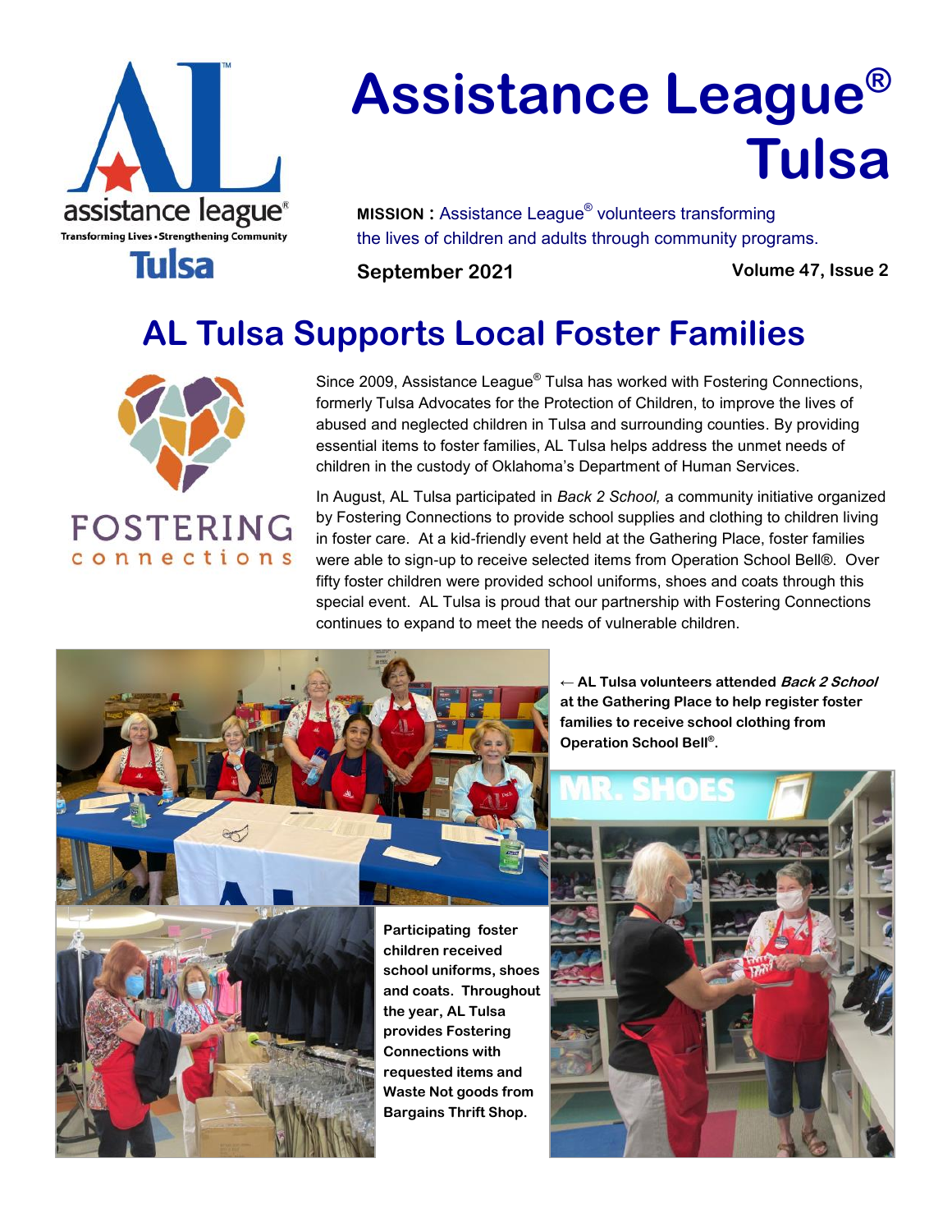# Assistance League® Tulsa

**MISSION :** Assistance League® volunteers transforming the lives of children and adults through community programs.

**September 2021** **Volume 47, Issue 2**

## AL Tulsa Supports Local Foster Families

Since 2009, Assistance League® Tulsa has worked with Fostering Connections, formerly Tulsa Advocates for the Protection of Children, to improve the lives of abused and neglected children in Tulsa and surrounding counties. By providing essential items to foster families, AL Tulsa helps address the unmet needs of children in the custody of Oklahoma's Department of Human Services.

In August, AL Tulsa participated in *Back 2 School,* a community initiative organized by Fostering Connections to provide school supplies and clothing to children living in foster care. At a kid-friendly event held at the Gathering Place, foster families were able to sign-up to receive selected items from Operation School Bell®. Over fifty foster children were provided school uniforms, shoes and coats through this special event. AL Tulsa is proud that our partnership with Fostering Connections continues to expand to meet the needs of vulnerable children.

**← AL Tulsa volunteers attended *Back 2 School* at the Gathering Place to help register foster families to receive school clothing from Operation School Bell®.**

**Participating foster children received school uniforms, shoes and coats. Throughout the year, AL Tulsa provides Fostering Connections with requested items and Waste Not goods from Bargains Thrift Shop.**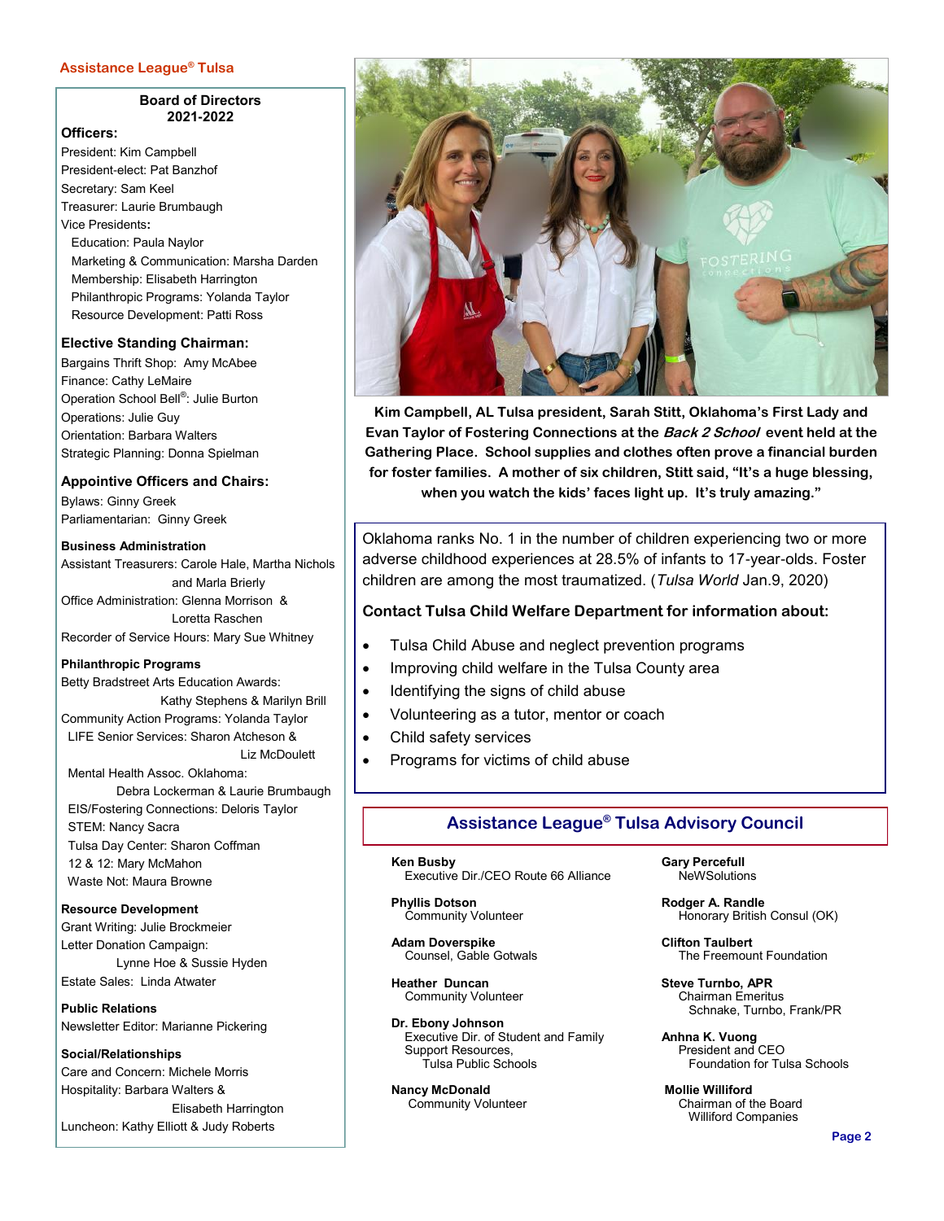## Assistance League® Tulsa

### Board of Directors 2021-2022

**Officers:**

President: Kim Campbell
President-elect: Pat Banzhof
Secretary: Sam Keel
Treasurer: Laurie Brumbaugh
Vice Presidents**:**
Education: Paula Naylor
Marketing & Communication: Marsha Darden
Membership: Elisabeth Harrington
Philanthropic Programs: Yolanda Taylor
Resource Development: Patti Ross

**Elective Standing Chairman:**

Bargains Thrift Shop: Amy McAbee
Finance: Cathy LeMaire
Operation School Bell®: Julie Burton
Operations: Julie Guy
Orientation: Barbara Walters
Strategic Planning: Donna Spielman

**Appointive Officers and Chairs:**

Bylaws: Ginny Greek
Parliamentarian: Ginny Greek

**Business Administration**

Assistant Treasurers: Carole Hale, Martha Nichols and Marla Brierly
Office Administration: Glenna Morrison & Loretta Raschen
Recorder of Service Hours: Mary Sue Whitney

**Philanthropic Programs**

Betty Bradstreet Arts Education Awards: Kathy Stephens & Marilyn Brill
Community Action Programs: Yolanda Taylor
LIFE Senior Services: Sharon Atcheson & Liz McDoulett
Mental Health Assoc. Oklahoma: Debra Lockerman & Laurie Brumbaugh
EIS/Fostering Connections: Deloris Taylor
STEM: Nancy Sacra
Tulsa Day Center: Sharon Coffman
12 & 12: Mary McMahon
Waste Not: Maura Browne

**Resource Development**

Grant Writing: Julie Brockmeier
Letter Donation Campaign: Lynne Hoe & Sussie Hyden
Estate Sales: Linda Atwater

**Public Relations**

Newsletter Editor: Marianne Pickering

**Social/Relationships**

Care and Concern: Michele Morris
Hospitality: Barbara Walters & Elisabeth Harrington
Luncheon: Kathy Elliott & Judy Roberts

**Kim Campbell, AL Tulsa president, Sarah Stitt, Oklahoma's First Lady and Evan Taylor of Fostering Connections at the *Back 2 School* event held at the Gathering Place. School supplies and clothes often prove a financial burden for foster families. A mother of six children, Stitt said, "It's a huge blessing, when you watch the kids' faces light up. It's truly amazing."**

Oklahoma ranks No. 1 in the number of children experiencing two or more adverse childhood experiences at 28.5% of infants to 17-year-olds. Foster children are among the most traumatized. (*Tulsa World* Jan.9, 2020)

**Contact Tulsa Child Welfare Department for information about:**

- Tulsa Child Abuse and neglect prevention programs
- Improving child welfare in the Tulsa County area
- Identifying the signs of child abuse
- Volunteering as a tutor, mentor or coach
- Child safety services
- Programs for victims of child abuse

## Assistance League® Tulsa Advisory Council

**Ken Busby**
Executive Dir./CEO Route 66 Alliance

**Phyllis Dotson**
Community Volunteer

**Adam Doverspike**
Counsel, Gable Gotwals

**Heather Duncan**
Community Volunteer

**Dr. Ebony Johnson**
Executive Dir. of Student and Family Support Resources, Tulsa Public Schools

**Nancy McDonald**
Community Volunteer

**Gary Percefull**
NeWSolutions

**Rodger A. Randle**
Honorary British Consul (OK)

**Clifton Taulbert**
The Freemount Foundation

**Steve Turnbo, APR**
Chairman Emeritus
Schnake, Turnbo, Frank/PR

**Anhna K. Vuong**
President and CEO
Foundation for Tulsa Schools

**Mollie Williford**
Chairman of the Board
Williford Companies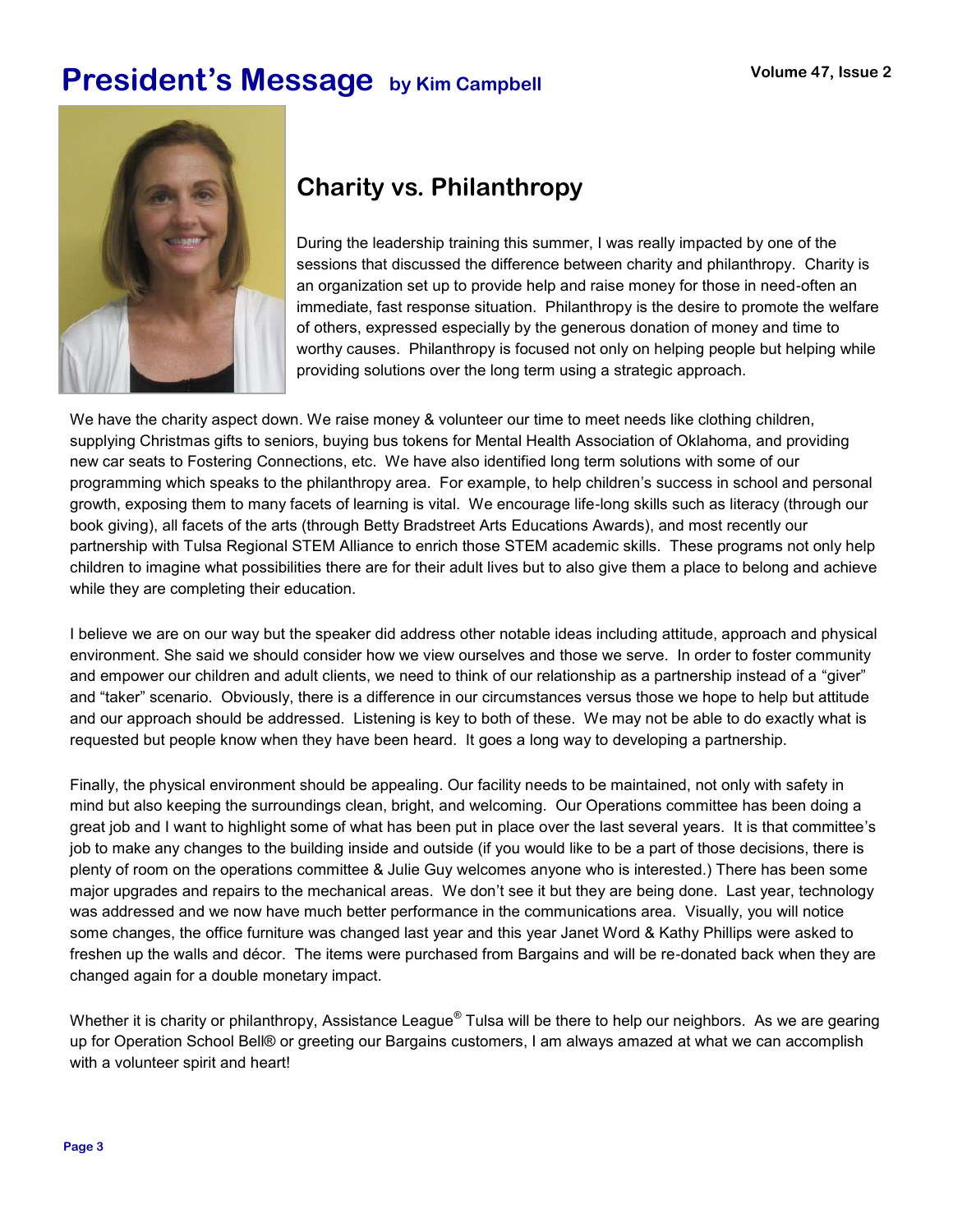# President's Message by Kim Campbell

## Charity vs. Philanthropy

During the leadership training this summer, I was really impacted by one of the sessions that discussed the difference between charity and philanthropy. Charity is an organization set up to provide help and raise money for those in need-often an immediate, fast response situation. Philanthropy is the desire to promote the welfare of others, expressed especially by the generous donation of money and time to worthy causes. Philanthropy is focused not only on helping people but helping while providing solutions over the long term using a strategic approach.

We have the charity aspect down. We raise money & volunteer our time to meet needs like clothing children, supplying Christmas gifts to seniors, buying bus tokens for Mental Health Association of Oklahoma, and providing new car seats to Fostering Connections, etc. We have also identified long term solutions with some of our programming which speaks to the philanthropy area. For example, to help children's success in school and personal growth, exposing them to many facets of learning is vital. We encourage life-long skills such as literacy (through our book giving), all facets of the arts (through Betty Bradstreet Arts Educations Awards), and most recently our partnership with Tulsa Regional STEM Alliance to enrich those STEM academic skills. These programs not only help children to imagine what possibilities there are for their adult lives but to also give them a place to belong and achieve while they are completing their education.

I believe we are on our way but the speaker did address other notable ideas including attitude, approach and physical environment. She said we should consider how we view ourselves and those we serve. In order to foster community and empower our children and adult clients, we need to think of our relationship as a partnership instead of a "giver" and "taker" scenario. Obviously, there is a difference in our circumstances versus those we hope to help but attitude and our approach should be addressed. Listening is key to both of these. We may not be able to do exactly what is requested but people know when they have been heard. It goes a long way to developing a partnership.

Finally, the physical environment should be appealing. Our facility needs to be maintained, not only with safety in mind but also keeping the surroundings clean, bright, and welcoming. Our Operations committee has been doing a great job and I want to highlight some of what has been put in place over the last several years. It is that committee's job to make any changes to the building inside and outside (if you would like to be a part of those decisions, there is plenty of room on the operations committee & Julie Guy welcomes anyone who is interested.) There has been some major upgrades and repairs to the mechanical areas. We don't see it but they are being done. Last year, technology was addressed and we now have much better performance in the communications area. Visually, you will notice some changes, the office furniture was changed last year and this year Janet Word & Kathy Phillips were asked to freshen up the walls and décor. The items were purchased from Bargains and will be re-donated back when they are changed again for a double monetary impact.

Whether it is charity or philanthropy, Assistance League® Tulsa will be there to help our neighbors. As we are gearing up for Operation School Bell® or greeting our Bargains customers, I am always amazed at what we can accomplish with a volunteer spirit and heart!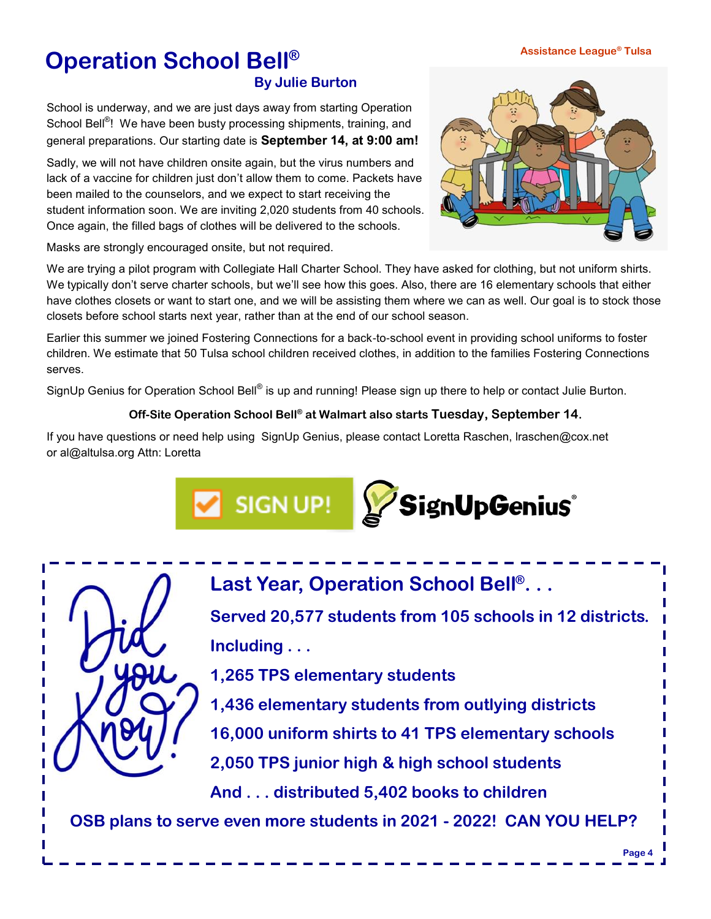# Operation School Bell®

### By Julie Burton

School is underway, and we are just days away from starting Operation School Bell®! We have been busty processing shipments, training, and general preparations. Our starting date is **September 14, at 9:00 am!**

Sadly, we will not have children onsite again, but the virus numbers and lack of a vaccine for children just don't allow them to come. Packets have been mailed to the counselors, and we expect to start receiving the student information soon. We are inviting 2,020 students from 40 schools. Once again, the filled bags of clothes will be delivered to the schools.

Masks are strongly encouraged onsite, but not required.

We are trying a pilot program with Collegiate Hall Charter School. They have asked for clothing, but not uniform shirts. We typically don't serve charter schools, but we'll see how this goes. Also, there are 16 elementary schools that either have clothes closets or want to start one, and we will be assisting them where we can as well. Our goal is to stock those closets before school starts next year, rather than at the end of our school season.

Earlier this summer we joined Fostering Connections for a back-to-school event in providing school uniforms to foster children. We estimate that 50 Tulsa school children received clothes, in addition to the families Fostering Connections serves.

SignUp Genius for Operation School Bell® is up and running! Please sign up there to help or contact Julie Burton.

**Off-Site Operation School Bell® at Walmart also starts Tuesday, September 14.**

If you have questions or need help using SignUp Genius, please contact Loretta Raschen, lraschen@cox.net or al@altulsa.org Attn: Loretta

SIGN UP! SignUpGenius®

Did you Know?

## Last Year, Operation School Bell®. . .

**Served 20,577 students from 105 schools in 12 districts.**

**Including . . .**

**1,265 TPS elementary students**

**1,436 elementary students from outlying districts**

**16,000 uniform shirts to 41 TPS elementary schools**

**2,050 TPS junior high & high school students**

**And . . . distributed 5,402 books to children**

**OSB plans to serve even more students in 2021 - 2022! CAN YOU HELP?**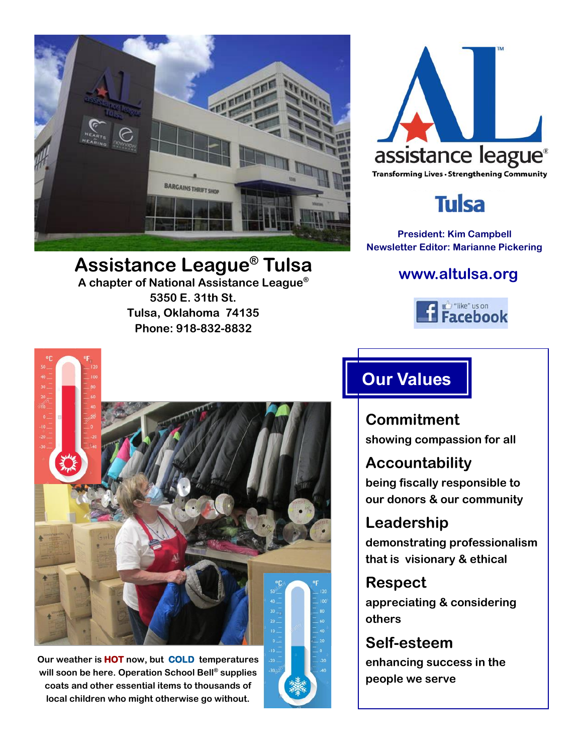# Assistance League® Tulsa

**A chapter of National Assistance League®**
**5350 E. 31th St.**
**Tulsa, Oklahoma 74135**
**Phone: 918-832-8832**

assistance league®
Transforming Lives • Strengthening Community

**Tulsa**

**President: Kim Campbell**
**Newsletter Editor: Marianne Pickering**

**www.altulsa.org**

"like" us on Facebook

Our weather is **HOT** now, but **COLD** temperatures will soon be here. Operation School Bell® supplies coats and other essential items to thousands of local children who might otherwise go without.

## Our Values

### Commitment

showing compassion for all

### Accountability

being fiscally responsible to our donors & our community

### Leadership

demonstrating professionalism that is visionary & ethical

### Respect

appreciating & considering others

### Self-esteem

enhancing success in the people we serve